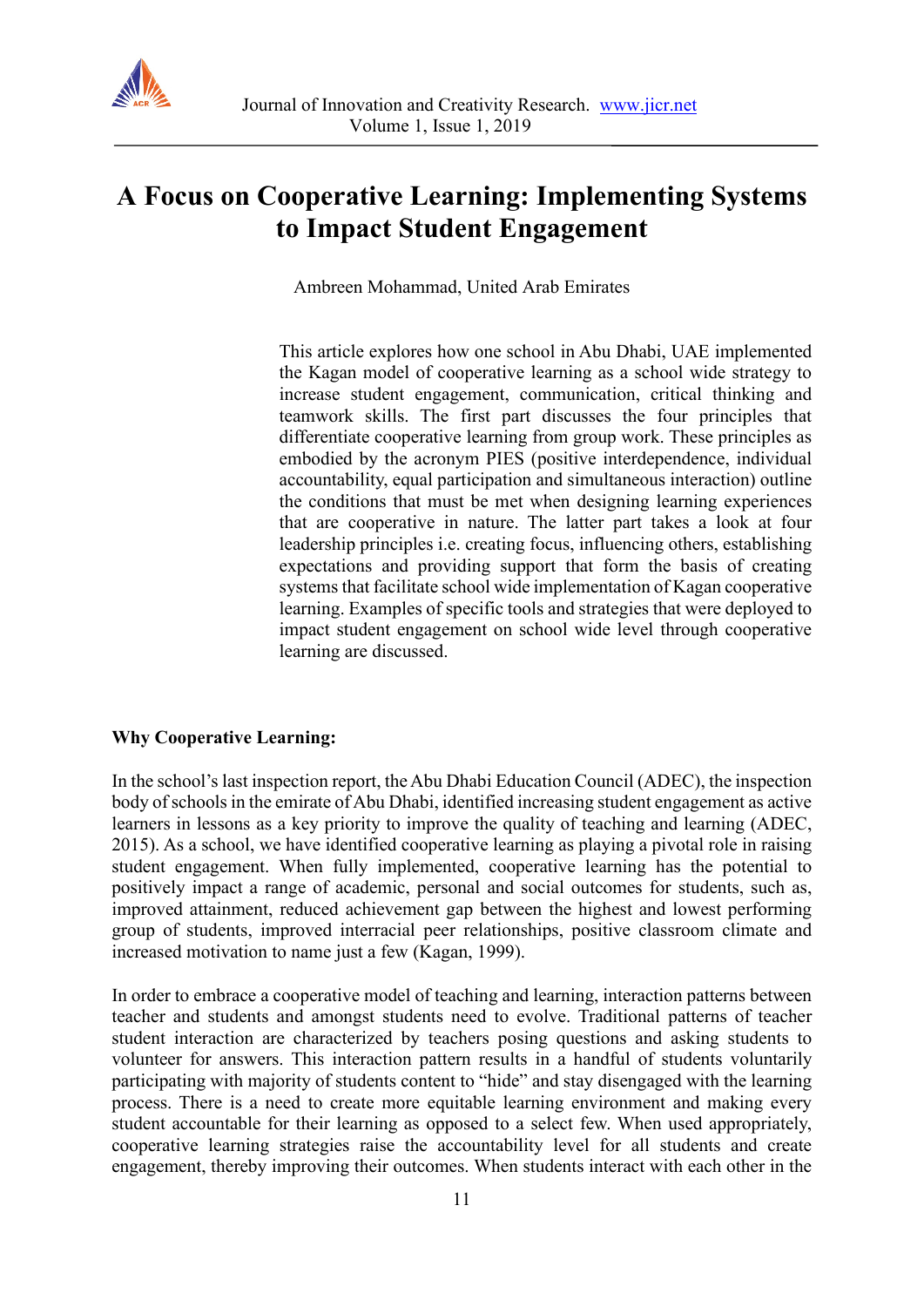# A Focus on Cooperative Learning: Implementing Systems to Impact Student Engagement

Ambreen Mohammad, United Arab Emirates

This article explores how one school in Abu Dhabi, UAE implemented the Kagan model of cooperative learning as a school wide strategy to increase student engagement, communication, critical thinking and teamwork skills. The first part discusses the four principles that differentiate cooperative learning from group work. These principles as embodied by the acronym PIES (positive interdependence, individual accountability, equal participation and simultaneous interaction) outline the conditions that must be met when designing learning experiences that are cooperative in nature. The latter part takes a look at four leadership principles i.e. creating focus, influencing others, establishing expectations and providing support that form the basis of creating systems that facilitate school wide implementation of Kagan cooperative learning. Examples of specific tools and strategies that were deployed to impact student engagement on school wide level through cooperative learning are discussed.

**Why Cooperative Learning:**

In the school's last inspection report, the Abu Dhabi Education Council (ADEC), the inspection body of schools in the emirate of Abu Dhabi, identified increasing student engagement as active learners in lessons as a key priority to improve the quality of teaching and learning (ADEC, 2015). As a school, we have identified cooperative learning as playing a pivotal role in raising student engagement. When fully implemented, cooperative learning has the potential to positively impact a range of academic, personal and social outcomes for students, such as, improved attainment, reduced achievement gap between the highest and lowest performing group of students, improved interracial peer relationships, positive classroom climate and increased motivation to name just a few (Kagan, 1999).

In order to embrace a cooperative model of teaching and learning, interaction patterns between teacher and students and amongst students need to evolve. Traditional patterns of teacher student interaction are characterized by teachers posing questions and asking students to volunteer for answers. This interaction pattern results in a handful of students voluntarily participating with majority of students content to "hide" and stay disengaged with the learning process. There is a need to create more equitable learning environment and making every student accountable for their learning as opposed to a select few. When used appropriately, cooperative learning strategies raise the accountability level for all students and create engagement, thereby improving their outcomes. When students interact with each other in the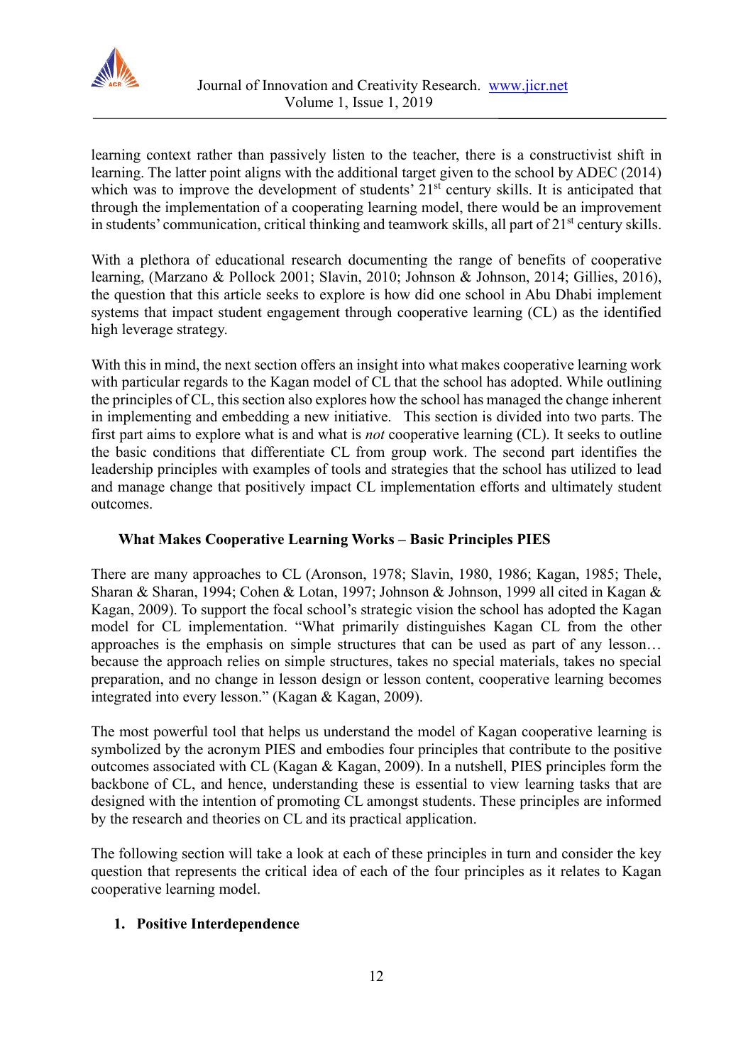learning context rather than passively listen to the teacher, there is a constructivist shift in learning. The latter point aligns with the additional target given to the school by ADEC (2014) which was to improve the development of students' 21st century skills. It is anticipated that through the implementation of a cooperating learning model, there would be an improvement in students' communication, critical thinking and teamwork skills, all part of 21st century skills.

With a plethora of educational research documenting the range of benefits of cooperative learning, (Marzano & Pollock 2001; Slavin, 2010; Johnson & Johnson, 2014; Gillies, 2016), the question that this article seeks to explore is how did one school in Abu Dhabi implement systems that impact student engagement through cooperative learning (CL) as the identified high leverage strategy.

With this in mind, the next section offers an insight into what makes cooperative learning work with particular regards to the Kagan model of CL that the school has adopted. While outlining the principles of CL, this section also explores how the school has managed the change inherent in implementing and embedding a new initiative. This section is divided into two parts. The first part aims to explore what is and what is *not* cooperative learning (CL). It seeks to outline the basic conditions that differentiate CL from group work. The second part identifies the leadership principles with examples of tools and strategies that the school has utilized to lead and manage change that positively impact CL implementation efforts and ultimately student outcomes.

### What Makes Cooperative Learning Works – Basic Principles PIES

There are many approaches to CL (Aronson, 1978; Slavin, 1980, 1986; Kagan, 1985; Thele, Sharan & Sharan, 1994; Cohen & Lotan, 1997; Johnson & Johnson, 1999 all cited in Kagan & Kagan, 2009). To support the focal school's strategic vision the school has adopted the Kagan model for CL implementation. "What primarily distinguishes Kagan CL from the other approaches is the emphasis on simple structures that can be used as part of any lesson… because the approach relies on simple structures, takes no special materials, takes no special preparation, and no change in lesson design or lesson content, cooperative learning becomes integrated into every lesson." (Kagan & Kagan, 2009).

The most powerful tool that helps us understand the model of Kagan cooperative learning is symbolized by the acronym PIES and embodies four principles that contribute to the positive outcomes associated with CL (Kagan & Kagan, 2009). In a nutshell, PIES principles form the backbone of CL, and hence, understanding these is essential to view learning tasks that are designed with the intention of promoting CL amongst students. These principles are informed by the research and theories on CL and its practical application.

The following section will take a look at each of these principles in turn and consider the key question that represents the critical idea of each of the four principles as it relates to Kagan cooperative learning model.

1. **Positive Interdependence**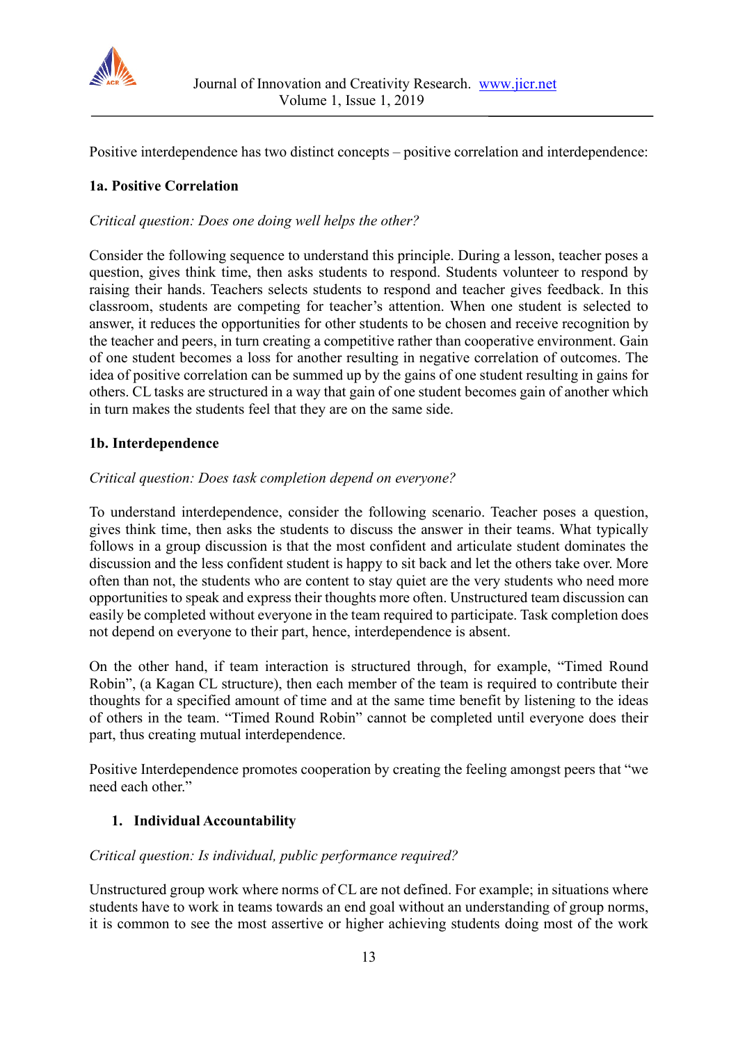Positive interdependence has two distinct concepts – positive correlation and interdependence:

### 1a. Positive Correlation

*Critical question: Does one doing well helps the other?*

Consider the following sequence to understand this principle. During a lesson, teacher poses a question, gives think time, then asks students to respond. Students volunteer to respond by raising their hands. Teachers selects students to respond and teacher gives feedback. In this classroom, students are competing for teacher's attention. When one student is selected to answer, it reduces the opportunities for other students to be chosen and receive recognition by the teacher and peers, in turn creating a competitive rather than cooperative environment. Gain of one student becomes a loss for another resulting in negative correlation of outcomes. The idea of positive correlation can be summed up by the gains of one student resulting in gains for others. CL tasks are structured in a way that gain of one student becomes gain of another which in turn makes the students feel that they are on the same side.

### 1b. Interdependence

*Critical question: Does task completion depend on everyone?*

To understand interdependence, consider the following scenario. Teacher poses a question, gives think time, then asks the students to discuss the answer in their teams. What typically follows in a group discussion is that the most confident and articulate student dominates the discussion and the less confident student is happy to sit back and let the others take over. More often than not, the students who are content to stay quiet are the very students who need more opportunities to speak and express their thoughts more often. Unstructured team discussion can easily be completed without everyone in the team required to participate. Task completion does not depend on everyone to their part, hence, interdependence is absent.

On the other hand, if team interaction is structured through, for example, "Timed Round Robin", (a Kagan CL structure), then each member of the team is required to contribute their thoughts for a specified amount of time and at the same time benefit by listening to the ideas of others in the team. "Timed Round Robin" cannot be completed until everyone does their part, thus creating mutual interdependence.

Positive Interdependence promotes cooperation by creating the feeling amongst peers that "we need each other."

### 1. Individual Accountability

*Critical question: Is individual, public performance required?*

Unstructured group work where norms of CL are not defined. For example; in situations where students have to work in teams towards an end goal without an understanding of group norms, it is common to see the most assertive or higher achieving students doing most of the work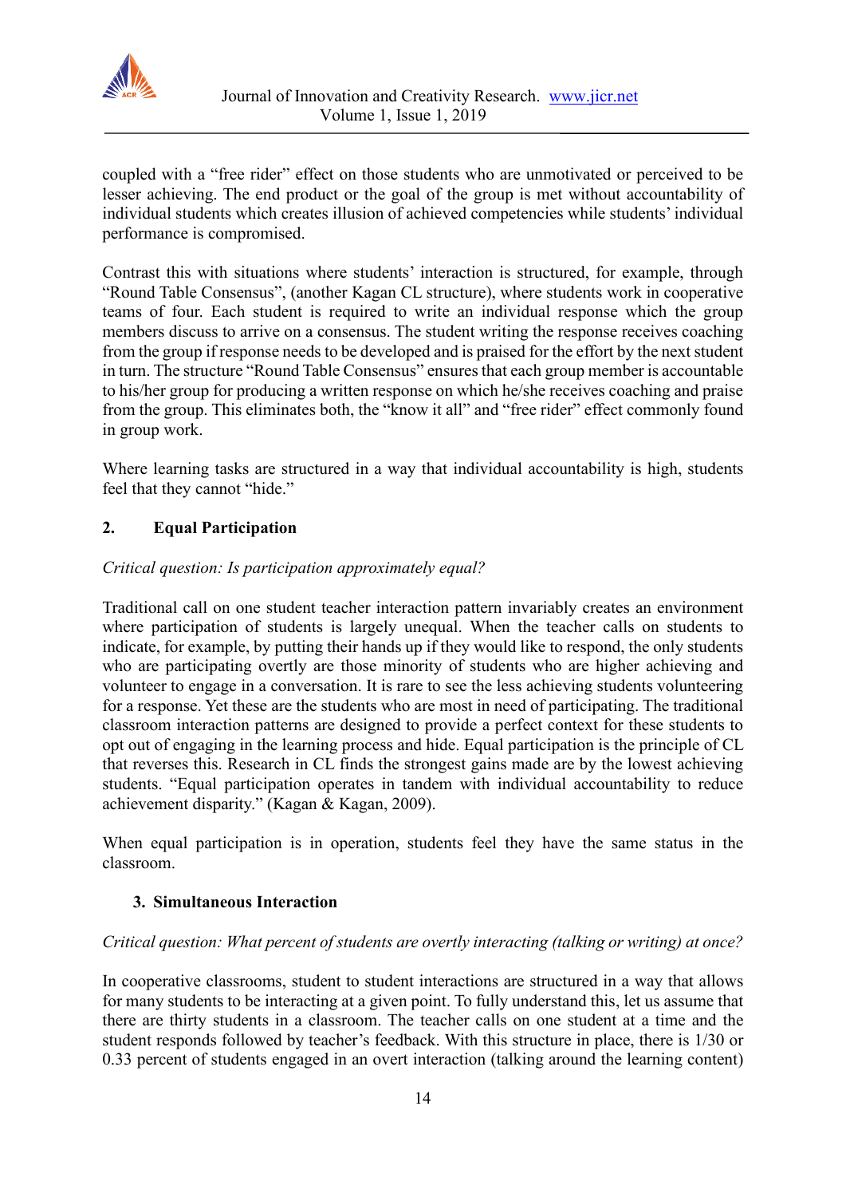coupled with a "free rider" effect on those students who are unmotivated or perceived to be lesser achieving. The end product or the goal of the group is met without accountability of individual students which creates illusion of achieved competencies while students' individual performance is compromised.

Contrast this with situations where students' interaction is structured, for example, through "Round Table Consensus", (another Kagan CL structure), where students work in cooperative teams of four. Each student is required to write an individual response which the group members discuss to arrive on a consensus. The student writing the response receives coaching from the group if response needs to be developed and is praised for the effort by the next student in turn. The structure "Round Table Consensus" ensures that each group member is accountable to his/her group for producing a written response on which he/she receives coaching and praise from the group. This eliminates both, the "know it all" and "free rider" effect commonly found in group work.

Where learning tasks are structured in a way that individual accountability is high, students feel that they cannot "hide."

## 2. Equal Participation

*Critical question: Is participation approximately equal?*

Traditional call on one student teacher interaction pattern invariably creates an environment where participation of students is largely unequal. When the teacher calls on students to indicate, for example, by putting their hands up if they would like to respond, the only students who are participating overtly are those minority of students who are higher achieving and volunteer to engage in a conversation. It is rare to see the less achieving students volunteering for a response. Yet these are the students who are most in need of participating. The traditional classroom interaction patterns are designed to provide a perfect context for these students to opt out of engaging in the learning process and hide. Equal participation is the principle of CL that reverses this. Research in CL finds the strongest gains made are by the lowest achieving students. "Equal participation operates in tandem with individual accountability to reduce achievement disparity." (Kagan & Kagan, 2009).

When equal participation is in operation, students feel they have the same status in the classroom.

## 3. Simultaneous Interaction

*Critical question: What percent of students are overtly interacting (talking or writing) at once?*

In cooperative classrooms, student to student interactions are structured in a way that allows for many students to be interacting at a given point. To fully understand this, let us assume that there are thirty students in a classroom. The teacher calls on one student at a time and the student responds followed by teacher's feedback. With this structure in place, there is 1/30 or 0.33 percent of students engaged in an overt interaction (talking around the learning content)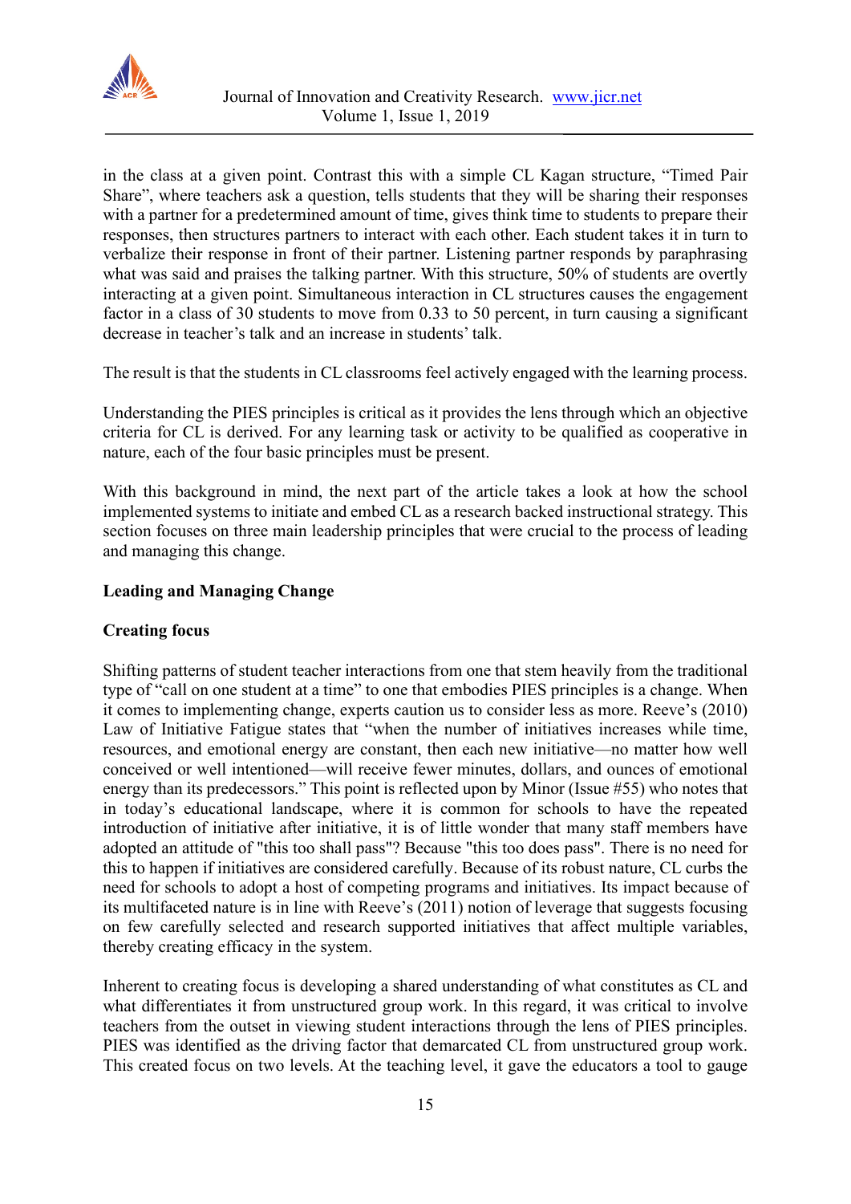in the class at a given point. Contrast this with a simple CL Kagan structure, "Timed Pair Share", where teachers ask a question, tells students that they will be sharing their responses with a partner for a predetermined amount of time, gives think time to students to prepare their responses, then structures partners to interact with each other. Each student takes it in turn to verbalize their response in front of their partner. Listening partner responds by paraphrasing what was said and praises the talking partner. With this structure, 50% of students are overtly interacting at a given point. Simultaneous interaction in CL structures causes the engagement factor in a class of 30 students to move from 0.33 to 50 percent, in turn causing a significant decrease in teacher's talk and an increase in students' talk.

The result is that the students in CL classrooms feel actively engaged with the learning process.

Understanding the PIES principles is critical as it provides the lens through which an objective criteria for CL is derived. For any learning task or activity to be qualified as cooperative in nature, each of the four basic principles must be present.

With this background in mind, the next part of the article takes a look at how the school implemented systems to initiate and embed CL as a research backed instructional strategy. This section focuses on three main leadership principles that were crucial to the process of leading and managing this change.

**Leading and Managing Change**

**Creating focus**

Shifting patterns of student teacher interactions from one that stem heavily from the traditional type of "call on one student at a time" to one that embodies PIES principles is a change. When it comes to implementing change, experts caution us to consider less as more. Reeve's (2010) Law of Initiative Fatigue states that "when the number of initiatives increases while time, resources, and emotional energy are constant, then each new initiative—no matter how well conceived or well intentioned—will receive fewer minutes, dollars, and ounces of emotional energy than its predecessors." This point is reflected upon by Minor (Issue #55) who notes that in today's educational landscape, where it is common for schools to have the repeated introduction of initiative after initiative, it is of little wonder that many staff members have adopted an attitude of "this too shall pass"? Because "this too does pass". There is no need for this to happen if initiatives are considered carefully. Because of its robust nature, CL curbs the need for schools to adopt a host of competing programs and initiatives. Its impact because of its multifaceted nature is in line with Reeve's (2011) notion of leverage that suggests focusing on few carefully selected and research supported initiatives that affect multiple variables, thereby creating efficacy in the system.

Inherent to creating focus is developing a shared understanding of what constitutes as CL and what differentiates it from unstructured group work. In this regard, it was critical to involve teachers from the outset in viewing student interactions through the lens of PIES principles. PIES was identified as the driving factor that demarcated CL from unstructured group work. This created focus on two levels. At the teaching level, it gave the educators a tool to gauge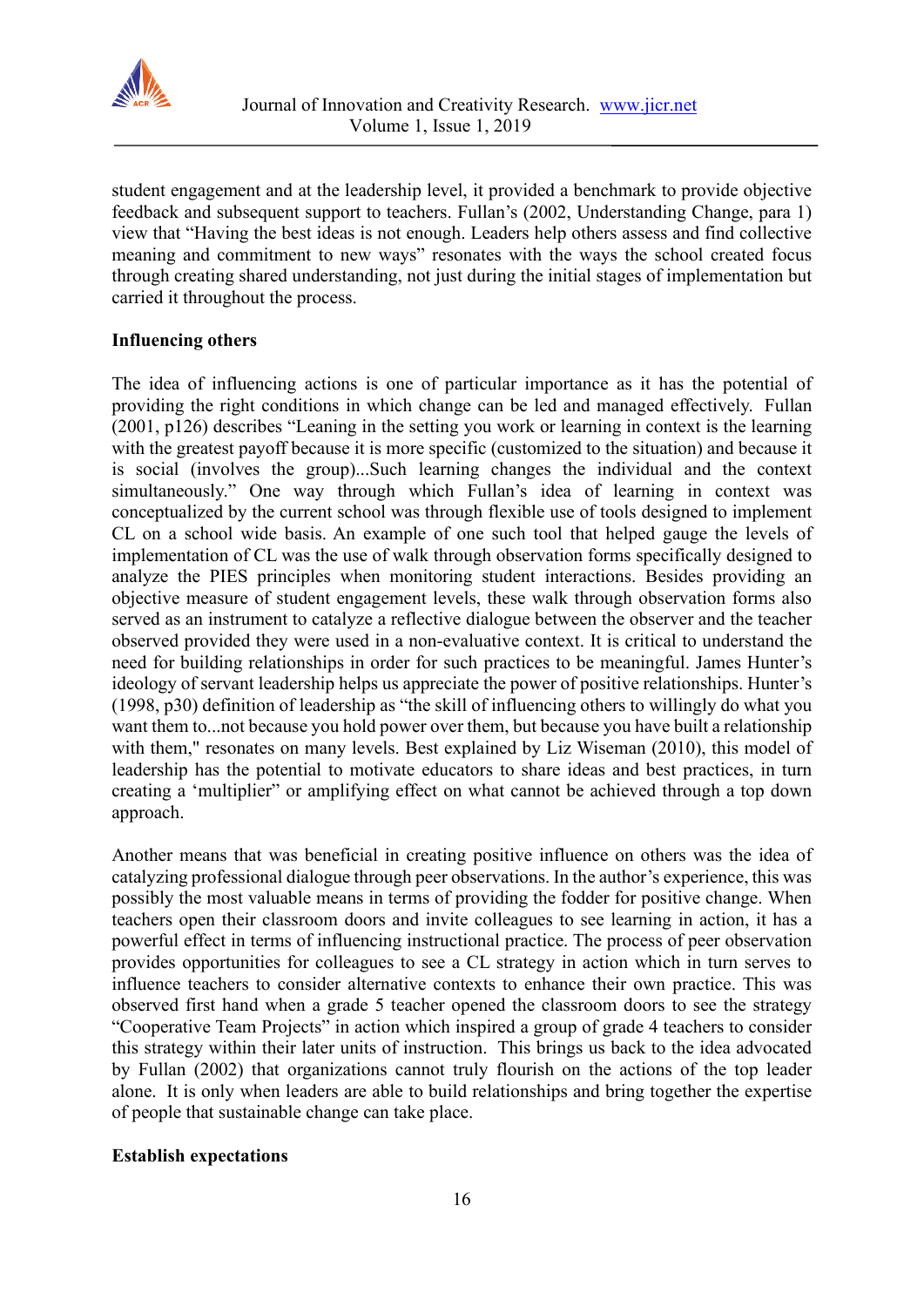student engagement and at the leadership level, it provided a benchmark to provide objective feedback and subsequent support to teachers. Fullan's (2002, Understanding Change, para 1) view that "Having the best ideas is not enough. Leaders help others assess and find collective meaning and commitment to new ways" resonates with the ways the school created focus through creating shared understanding, not just during the initial stages of implementation but carried it throughout the process.

**Influencing others**

The idea of influencing actions is one of particular importance as it has the potential of providing the right conditions in which change can be led and managed effectively. Fullan (2001, p126) describes "Leaning in the setting you work or learning in context is the learning with the greatest payoff because it is more specific (customized to the situation) and because it is social (involves the group)...Such learning changes the individual and the context simultaneously." One way through which Fullan's idea of learning in context was conceptualized by the current school was through flexible use of tools designed to implement CL on a school wide basis. An example of one such tool that helped gauge the levels of implementation of CL was the use of walk through observation forms specifically designed to analyze the PIES principles when monitoring student interactions. Besides providing an objective measure of student engagement levels, these walk through observation forms also served as an instrument to catalyze a reflective dialogue between the observer and the teacher observed provided they were used in a non-evaluative context. It is critical to understand the need for building relationships in order for such practices to be meaningful. James Hunter's ideology of servant leadership helps us appreciate the power of positive relationships. Hunter's (1998, p30) definition of leadership as "the skill of influencing others to willingly do what you want them to...not because you hold power over them, but because you have built a relationship with them," resonates on many levels. Best explained by Liz Wiseman (2010), this model of leadership has the potential to motivate educators to share ideas and best practices, in turn creating a 'multiplier" or amplifying effect on what cannot be achieved through a top down approach.

Another means that was beneficial in creating positive influence on others was the idea of catalyzing professional dialogue through peer observations. In the author's experience, this was possibly the most valuable means in terms of providing the fodder for positive change. When teachers open their classroom doors and invite colleagues to see learning in action, it has a powerful effect in terms of influencing instructional practice. The process of peer observation provides opportunities for colleagues to see a CL strategy in action which in turn serves to influence teachers to consider alternative contexts to enhance their own practice. This was observed first hand when a grade 5 teacher opened the classroom doors to see the strategy "Cooperative Team Projects" in action which inspired a group of grade 4 teachers to consider this strategy within their later units of instruction. This brings us back to the idea advocated by Fullan (2002) that organizations cannot truly flourish on the actions of the top leader alone. It is only when leaders are able to build relationships and bring together the expertise of people that sustainable change can take place.

**Establish expectations**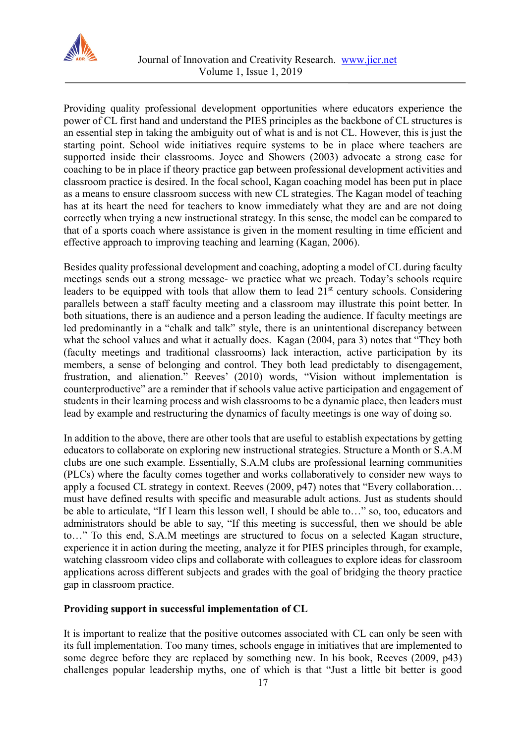Providing quality professional development opportunities where educators experience the power of CL first hand and understand the PIES principles as the backbone of CL structures is an essential step in taking the ambiguity out of what is and is not CL. However, this is just the starting point. School wide initiatives require systems to be in place where teachers are supported inside their classrooms. Joyce and Showers (2003) advocate a strong case for coaching to be in place if theory practice gap between professional development activities and classroom practice is desired. In the focal school, Kagan coaching model has been put in place as a means to ensure classroom success with new CL strategies. The Kagan model of teaching has at its heart the need for teachers to know immediately what they are and are not doing correctly when trying a new instructional strategy. In this sense, the model can be compared to that of a sports coach where assistance is given in the moment resulting in time efficient and effective approach to improving teaching and learning (Kagan, 2006).

Besides quality professional development and coaching, adopting a model of CL during faculty meetings sends out a strong message- we practice what we preach. Today's schools require leaders to be equipped with tools that allow them to lead 21st century schools. Considering parallels between a staff faculty meeting and a classroom may illustrate this point better. In both situations, there is an audience and a person leading the audience. If faculty meetings are led predominantly in a "chalk and talk" style, there is an unintentional discrepancy between what the school values and what it actually does. Kagan (2004, para 3) notes that "They both (faculty meetings and traditional classrooms) lack interaction, active participation by its members, a sense of belonging and control. They both lead predictably to disengagement, frustration, and alienation." Reeves' (2010) words, "Vision without implementation is counterproductive" are a reminder that if schools value active participation and engagement of students in their learning process and wish classrooms to be a dynamic place, then leaders must lead by example and restructuring the dynamics of faculty meetings is one way of doing so.

In addition to the above, there are other tools that are useful to establish expectations by getting educators to collaborate on exploring new instructional strategies. Structure a Month or S.A.M clubs are one such example. Essentially, S.A.M clubs are professional learning communities (PLCs) where the faculty comes together and works collaboratively to consider new ways to apply a focused CL strategy in context. Reeves (2009, p47) notes that "Every collaboration… must have defined results with specific and measurable adult actions. Just as students should be able to articulate, "If I learn this lesson well, I should be able to…" so, too, educators and administrators should be able to say, "If this meeting is successful, then we should be able to…" To this end, S.A.M meetings are structured to focus on a selected Kagan structure, experience it in action during the meeting, analyze it for PIES principles through, for example, watching classroom video clips and collaborate with colleagues to explore ideas for classroom applications across different subjects and grades with the goal of bridging the theory practice gap in classroom practice.

**Providing support in successful implementation of CL**

It is important to realize that the positive outcomes associated with CL can only be seen with its full implementation. Too many times, schools engage in initiatives that are implemented to some degree before they are replaced by something new. In his book, Reeves (2009, p43) challenges popular leadership myths, one of which is that "Just a little bit better is good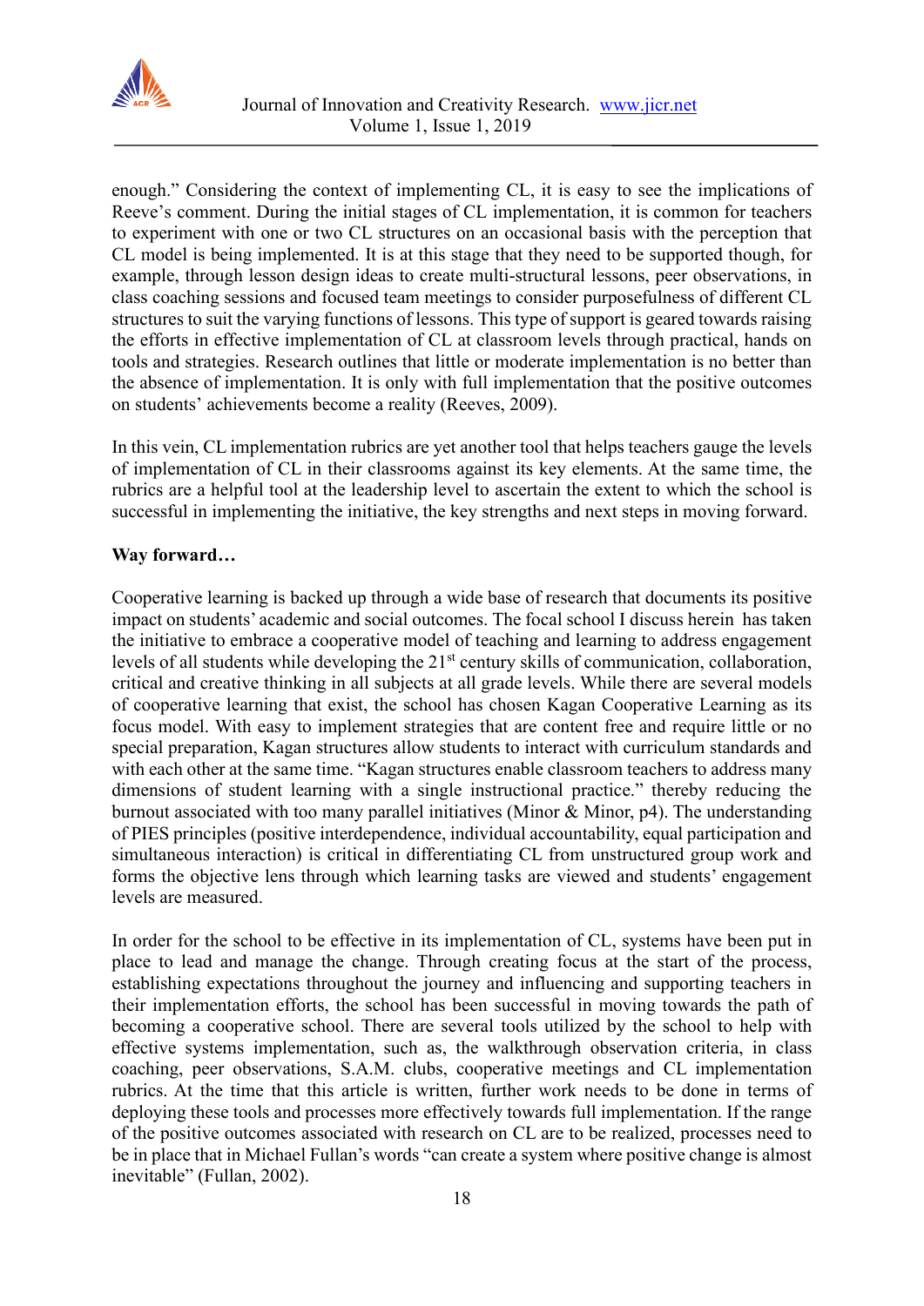enough." Considering the context of implementing CL, it is easy to see the implications of Reeve's comment. During the initial stages of CL implementation, it is common for teachers to experiment with one or two CL structures on an occasional basis with the perception that CL model is being implemented. It is at this stage that they need to be supported though, for example, through lesson design ideas to create multi-structural lessons, peer observations, in class coaching sessions and focused team meetings to consider purposefulness of different CL structures to suit the varying functions of lessons. This type of support is geared towards raising the efforts in effective implementation of CL at classroom levels through practical, hands on tools and strategies. Research outlines that little or moderate implementation is no better than the absence of implementation. It is only with full implementation that the positive outcomes on students' achievements become a reality (Reeves, 2009).

In this vein, CL implementation rubrics are yet another tool that helps teachers gauge the levels of implementation of CL in their classrooms against its key elements. At the same time, the rubrics are a helpful tool at the leadership level to ascertain the extent to which the school is successful in implementing the initiative, the key strengths and next steps in moving forward.

**Way forward…**

Cooperative learning is backed up through a wide base of research that documents its positive impact on students' academic and social outcomes. The focal school I discuss herein has taken the initiative to embrace a cooperative model of teaching and learning to address engagement levels of all students while developing the 21st century skills of communication, collaboration, critical and creative thinking in all subjects at all grade levels. While there are several models of cooperative learning that exist, the school has chosen Kagan Cooperative Learning as its focus model. With easy to implement strategies that are content free and require little or no special preparation, Kagan structures allow students to interact with curriculum standards and with each other at the same time. "Kagan structures enable classroom teachers to address many dimensions of student learning with a single instructional practice." thereby reducing the burnout associated with too many parallel initiatives (Minor & Minor, p4). The understanding of PIES principles (positive interdependence, individual accountability, equal participation and simultaneous interaction) is critical in differentiating CL from unstructured group work and forms the objective lens through which learning tasks are viewed and students' engagement levels are measured.

In order for the school to be effective in its implementation of CL, systems have been put in place to lead and manage the change. Through creating focus at the start of the process, establishing expectations throughout the journey and influencing and supporting teachers in their implementation efforts, the school has been successful in moving towards the path of becoming a cooperative school. There are several tools utilized by the school to help with effective systems implementation, such as, the walkthrough observation criteria, in class coaching, peer observations, S.A.M. clubs, cooperative meetings and CL implementation rubrics. At the time that this article is written, further work needs to be done in terms of deploying these tools and processes more effectively towards full implementation. If the range of the positive outcomes associated with research on CL are to be realized, processes need to be in place that in Michael Fullan's words "can create a system where positive change is almost inevitable" (Fullan, 2002).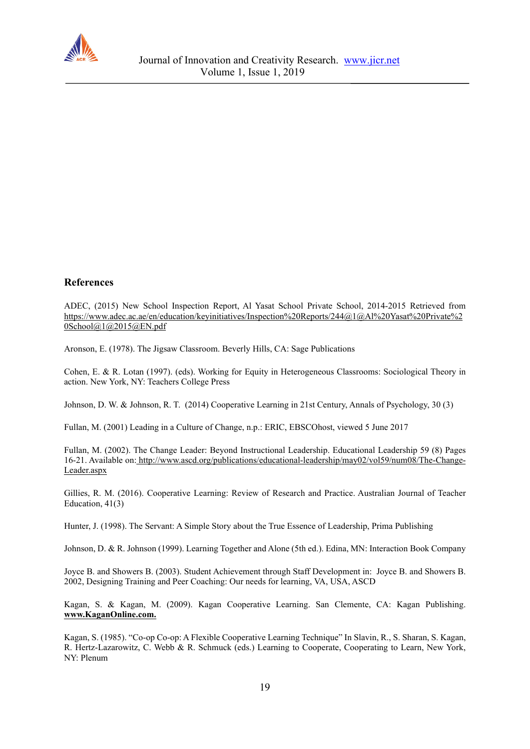## References

ADEC, (2015) New School Inspection Report, Al Yasat School Private School, 2014-2015 Retrieved from https://www.adec.ac.ae/en/education/keyinitiatives/Inspection%20Reports/244@1@Al%20Yasat%20Private%20School@1@2015@EN.pdf

Aronson, E. (1978). The Jigsaw Classroom. Beverly Hills, CA: Sage Publications

Cohen, E. & R. Lotan (1997). (eds). Working for Equity in Heterogeneous Classrooms: Sociological Theory in action. New York, NY: Teachers College Press

Johnson, D. W. & Johnson, R. T. (2014) Cooperative Learning in 21st Century, Annals of Psychology, 30 (3)

Fullan, M. (2001) Leading in a Culture of Change, n.p.: ERIC, EBSCOhost, viewed 5 June 2017

Fullan, M. (2002). The Change Leader: Beyond Instructional Leadership. Educational Leadership 59 (8) Pages 16-21. Available on: http://www.ascd.org/publications/educational-leadership/may02/vol59/num08/The-Change-Leader.aspx

Gillies, R. M. (2016). Cooperative Learning: Review of Research and Practice. Australian Journal of Teacher Education, 41(3)

Hunter, J. (1998). The Servant: A Simple Story about the True Essence of Leadership, Prima Publishing

Johnson, D. & R. Johnson (1999). Learning Together and Alone (5th ed.). Edina, MN: Interaction Book Company

Joyce B. and Showers B. (2003). Student Achievement through Staff Development in: Joyce B. and Showers B. 2002, Designing Training and Peer Coaching: Our needs for learning, VA, USA, ASCD

Kagan, S. & Kagan, M. (2009). Kagan Cooperative Learning. San Clemente, CA: Kagan Publishing. **www.KaganOnline.com.**

Kagan, S. (1985). "Co-op Co-op: A Flexible Cooperative Learning Technique" In Slavin, R., S. Sharan, S. Kagan, R. Hertz-Lazarowitz, C. Webb & R. Schmuck (eds.) Learning to Cooperate, Cooperating to Learn, New York, NY: Plenum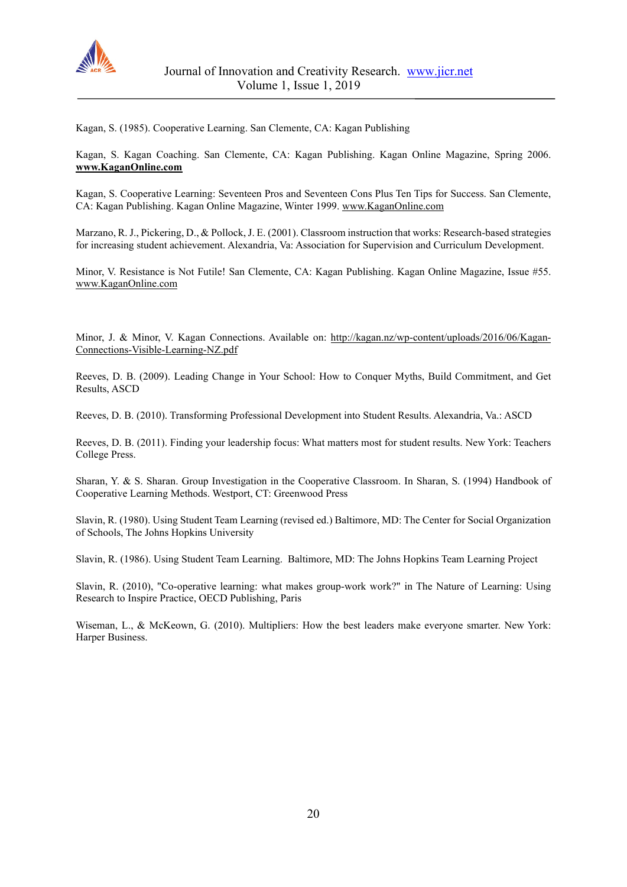Kagan, S. (1985). Cooperative Learning. San Clemente, CA: Kagan Publishing

Kagan, S. Kagan Coaching. San Clemente, CA: Kagan Publishing. Kagan Online Magazine, Spring 2006. **www.KaganOnline.com**

Kagan, S. Cooperative Learning: Seventeen Pros and Seventeen Cons Plus Ten Tips for Success. San Clemente, CA: Kagan Publishing. Kagan Online Magazine, Winter 1999. www.KaganOnline.com

Marzano, R. J., Pickering, D., & Pollock, J. E. (2001). Classroom instruction that works: Research-based strategies for increasing student achievement. Alexandria, Va: Association for Supervision and Curriculum Development.

Minor, V. Resistance is Not Futile! San Clemente, CA: Kagan Publishing. Kagan Online Magazine, Issue #55. www.KaganOnline.com

Minor, J. & Minor, V. Kagan Connections. Available on: http://kagan.nz/wp-content/uploads/2016/06/Kagan-Connections-Visible-Learning-NZ.pdf

Reeves, D. B. (2009). Leading Change in Your School: How to Conquer Myths, Build Commitment, and Get Results, ASCD

Reeves, D. B. (2010). Transforming Professional Development into Student Results. Alexandria, Va.: ASCD

Reeves, D. B. (2011). Finding your leadership focus: What matters most for student results. New York: Teachers College Press.

Sharan, Y. & S. Sharan. Group Investigation in the Cooperative Classroom. In Sharan, S. (1994) Handbook of Cooperative Learning Methods. Westport, CT: Greenwood Press

Slavin, R. (1980). Using Student Team Learning (revised ed.) Baltimore, MD: The Center for Social Organization of Schools, The Johns Hopkins University

Slavin, R. (1986). Using Student Team Learning. Baltimore, MD: The Johns Hopkins Team Learning Project

Slavin, R. (2010), "Co-operative learning: what makes group-work work?" in The Nature of Learning: Using Research to Inspire Practice, OECD Publishing, Paris

Wiseman, L., & McKeown, G. (2010). Multipliers: How the best leaders make everyone smarter. New York: Harper Business.